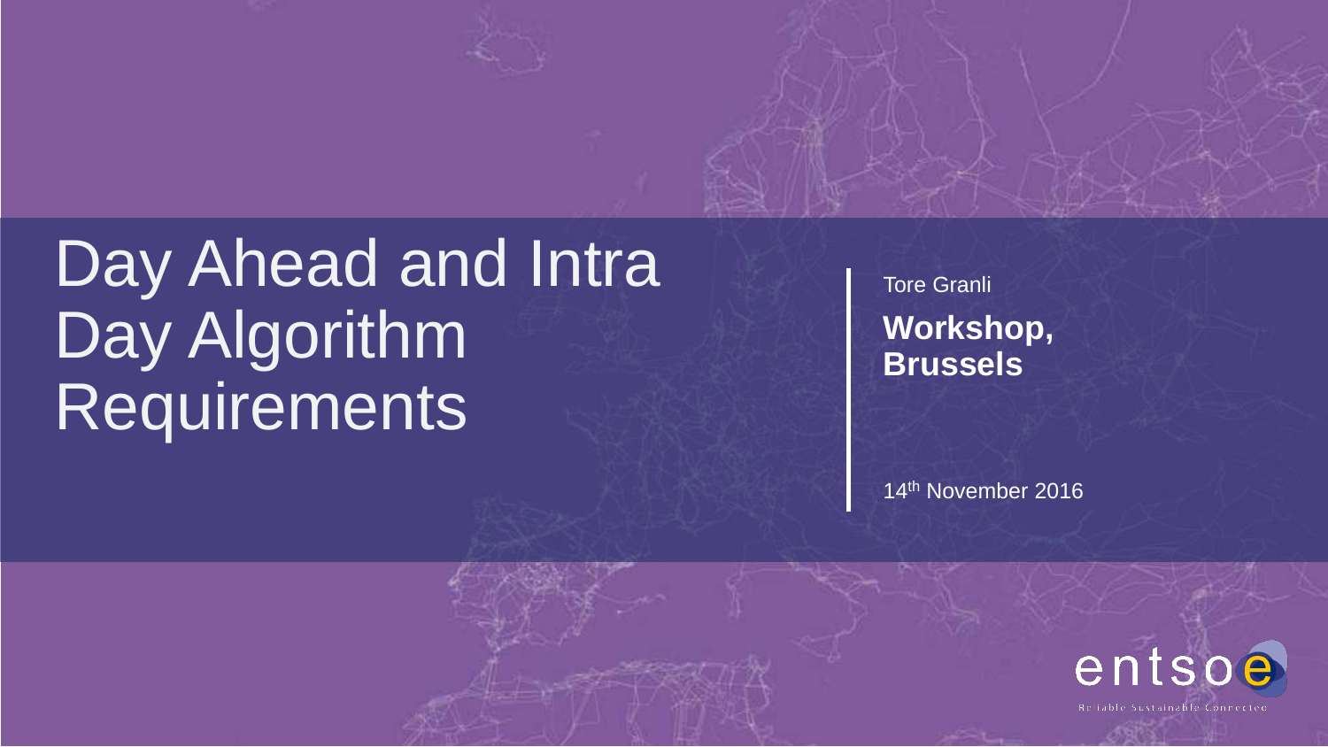# Day Ahead and Intra Day Algorithm Requirements

Tore Granli

**Workshop, Brussels**

14th November 2016

entsoe

Reliable Sustainable Connected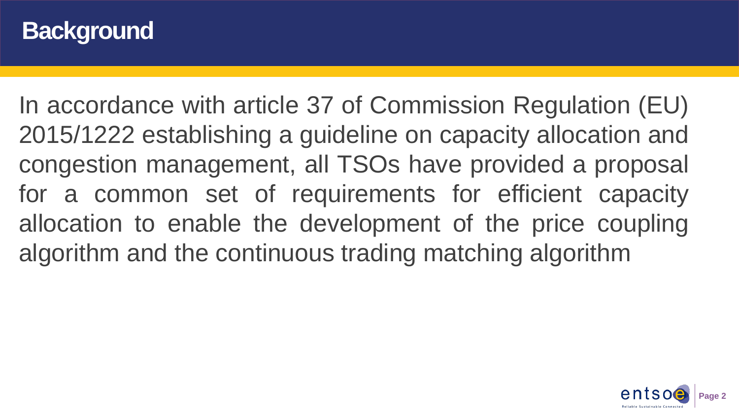# Background

In accordance with article 37 of Commission Regulation (EU) 2015/1222 establishing a guideline on capacity allocation and congestion management, all TSOs have provided a proposal for a common set of requirements for efficient capacity allocation to enable the development of the price coupling algorithm and the continuous trading matching algorithm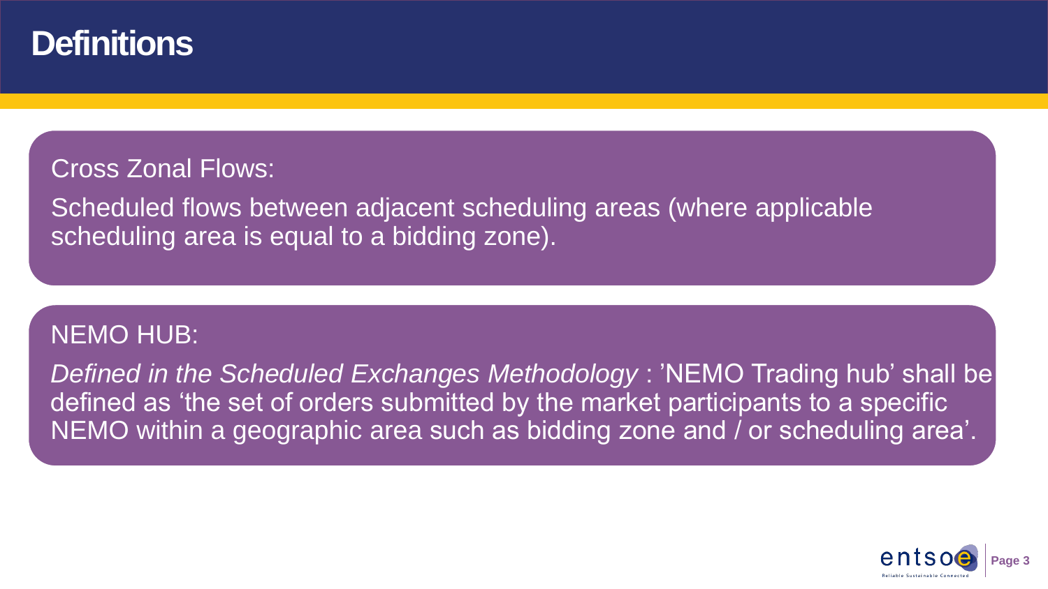# Definitions

Cross Zonal Flows:

Scheduled flows between adjacent scheduling areas (where applicable scheduling area is equal to a bidding zone).

NEMO HUB:

*Defined in the Scheduled Exchanges Methodology* : 'NEMO Trading hub' shall be defined as 'the set of orders submitted by the market participants to a specific NEMO within a geographic area such as bidding zone and / or scheduling area'.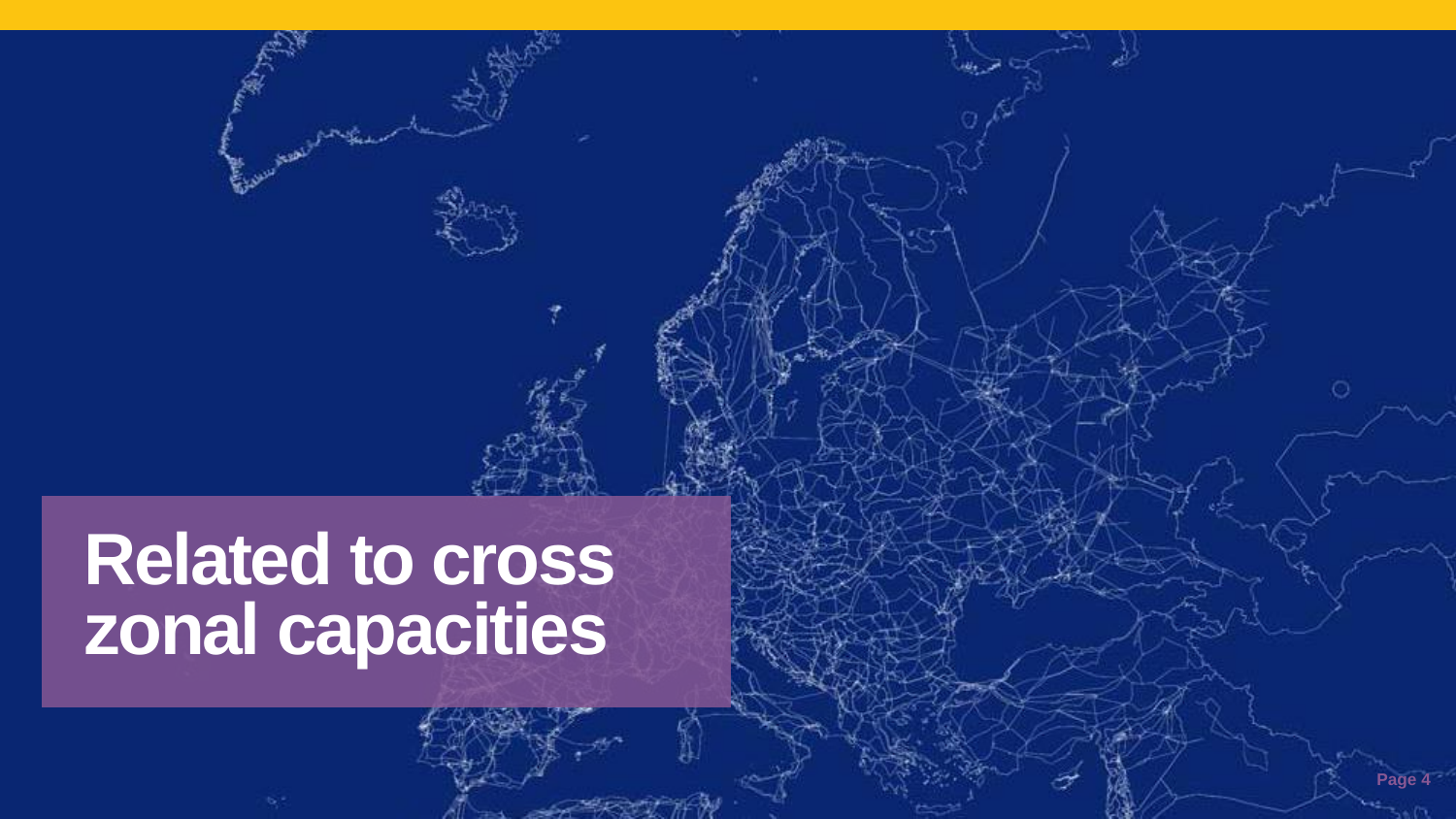# Related to cross zonal capacities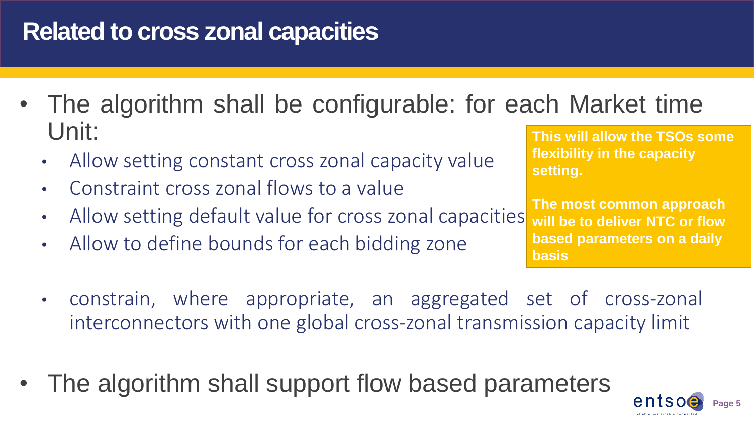# Related to cross zonal capacities

- The algorithm shall be configurable: for each Market time Unit:
  - Allow setting constant cross zonal capacity value
  - Constraint cross zonal flows to a value
  - Allow setting default value for cross zonal capacities
  - Allow to define bounds for each bidding zone

**This will allow the TSOs some flexibility in the capacity setting.**

**The most common approach will be to deliver NTC or flow based parameters on a daily basis**

  - constrain, where appropriate, an aggregated set of cross-zonal interconnectors with one global cross-zonal transmission capacity limit

- The algorithm shall support flow based parameters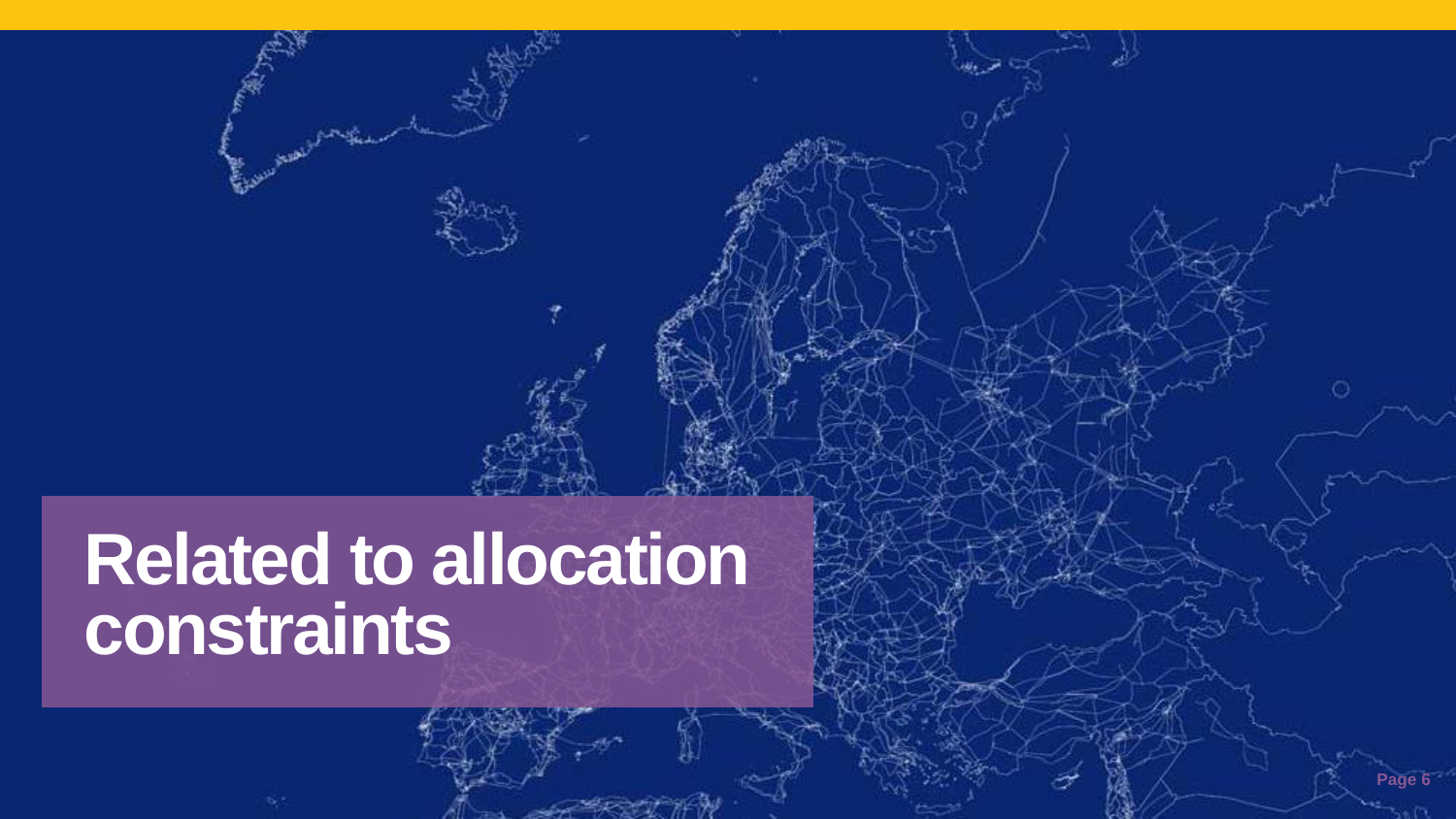# Related to allocation constraints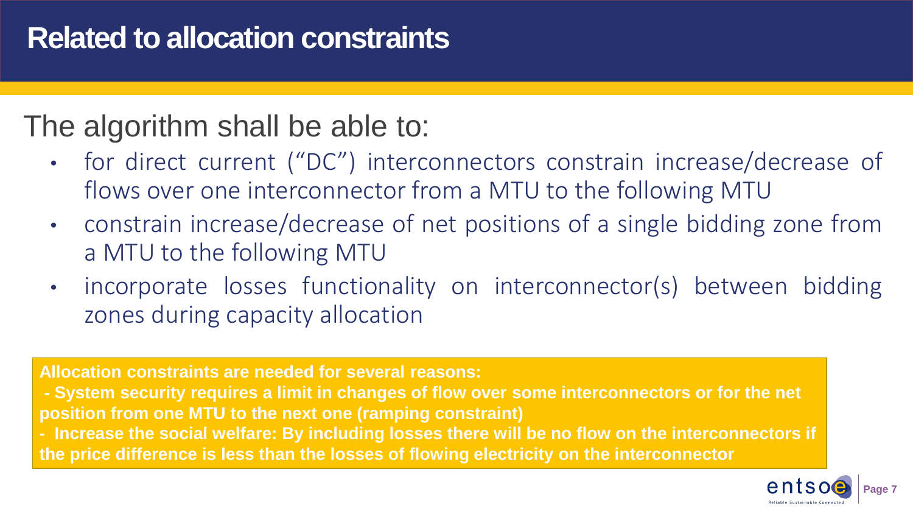# Related to allocation constraints

The algorithm shall be able to:

- for direct current ("DC") interconnectors constrain increase/decrease of flows over one interconnector from a MTU to the following MTU
- constrain increase/decrease of net positions of a single bidding zone from a MTU to the following MTU
- incorporate losses functionality on interconnector(s) between bidding zones during capacity allocation

**Allocation constraints are needed for several reasons:**

**- System security requires a limit in changes of flow over some interconnectors or for the net position from one MTU to the next one (ramping constraint)**

**- Increase the social welfare: By including losses there will be no flow on the interconnectors if the price difference is less than the losses of flowing electricity on the interconnector**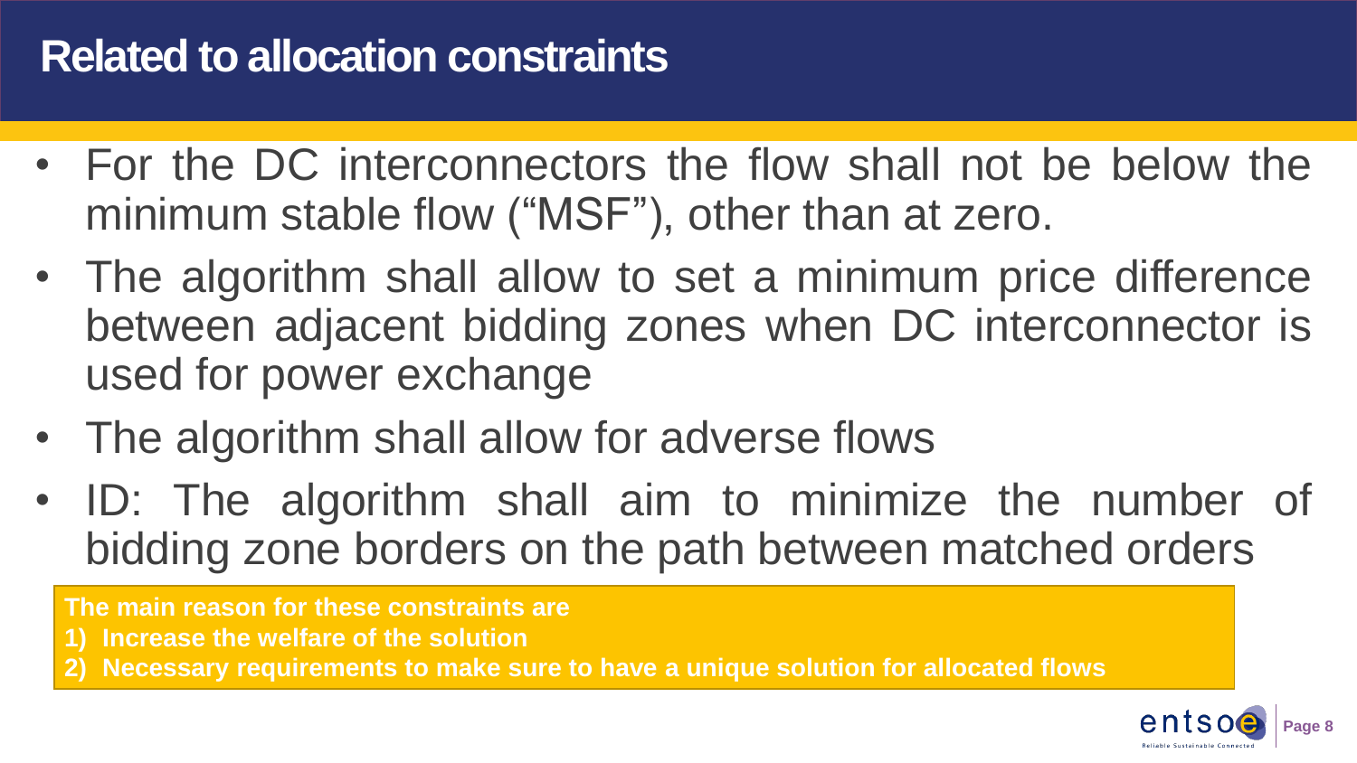# Related to allocation constraints

- For the DC interconnectors the flow shall not be below the minimum stable flow (“MSF”), other than at zero.
- The algorithm shall allow to set a minimum price difference between adjacent bidding zones when DC interconnector is used for power exchange
- The algorithm shall allow for adverse flows
- ID: The algorithm shall aim to minimize the number of bidding zone borders on the path between matched orders

**The main reason for these constraints are**

1) **Increase the welfare of the solution**
2) **Necessary requirements to make sure to have a unique solution for allocated flows**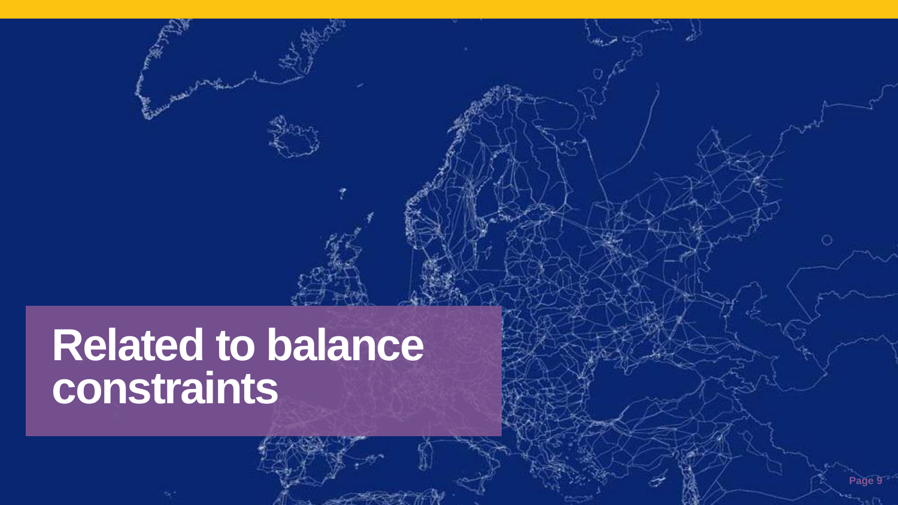# Related to balance constraints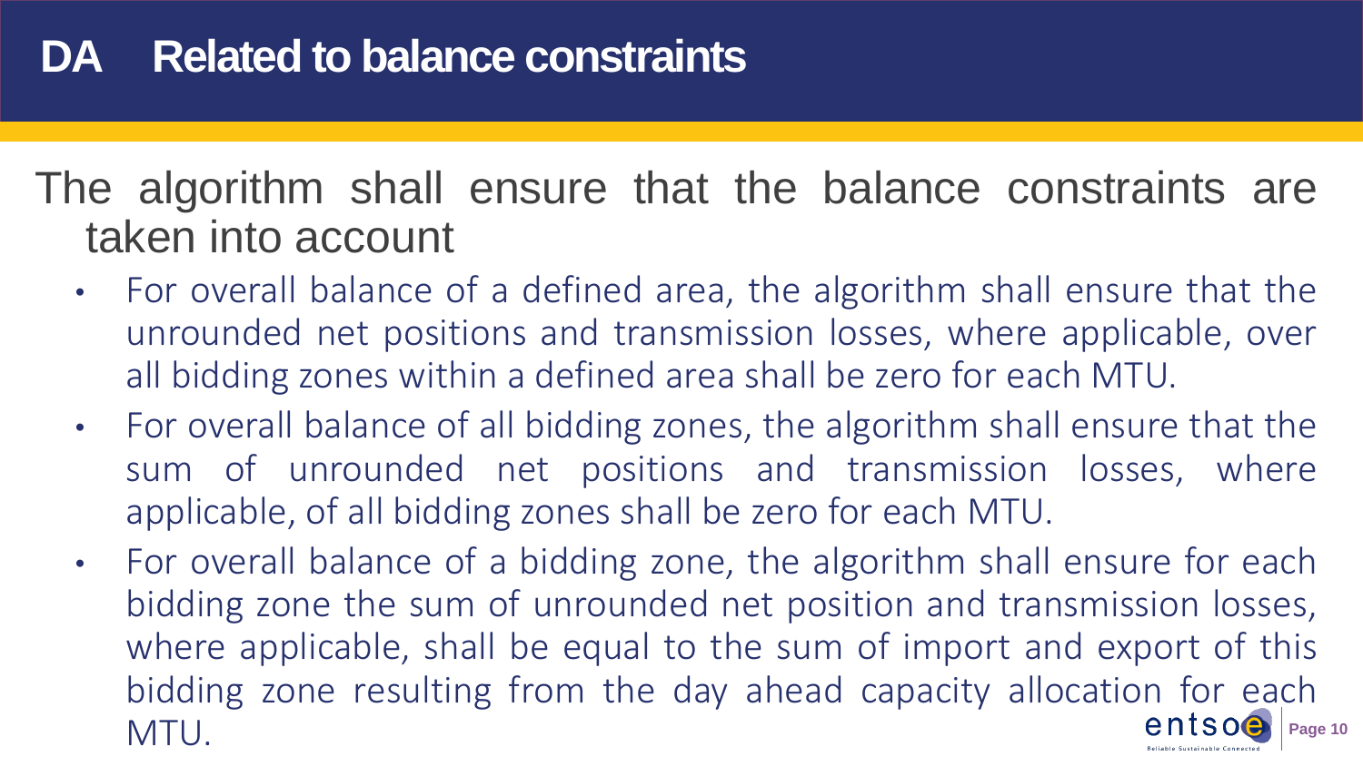# DA Related to balance constraints

The algorithm shall ensure that the balance constraints are taken into account

- For overall balance of a defined area, the algorithm shall ensure that the unrounded net positions and transmission losses, where applicable, over all bidding zones within a defined area shall be zero for each MTU.
- For overall balance of all bidding zones, the algorithm shall ensure that the sum of unrounded net positions and transmission losses, where applicable, of all bidding zones shall be zero for each MTU.
- For overall balance of a bidding zone, the algorithm shall ensure for each bidding zone the sum of unrounded net position and transmission losses, where applicable, shall be equal to the sum of import and export of this bidding zone resulting from the day ahead capacity allocation for each MTU.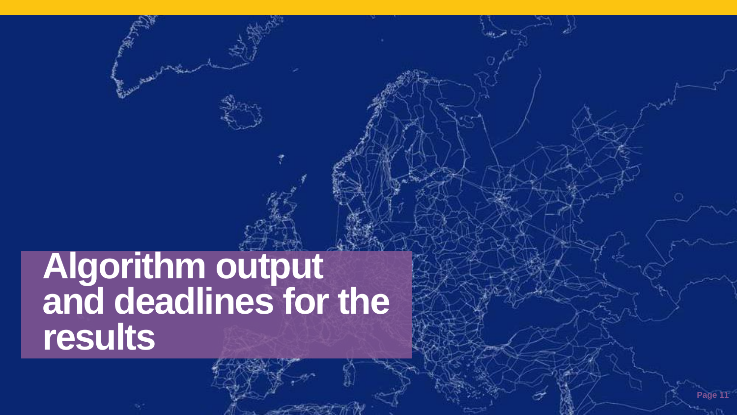# Algorithm output and deadlines for the results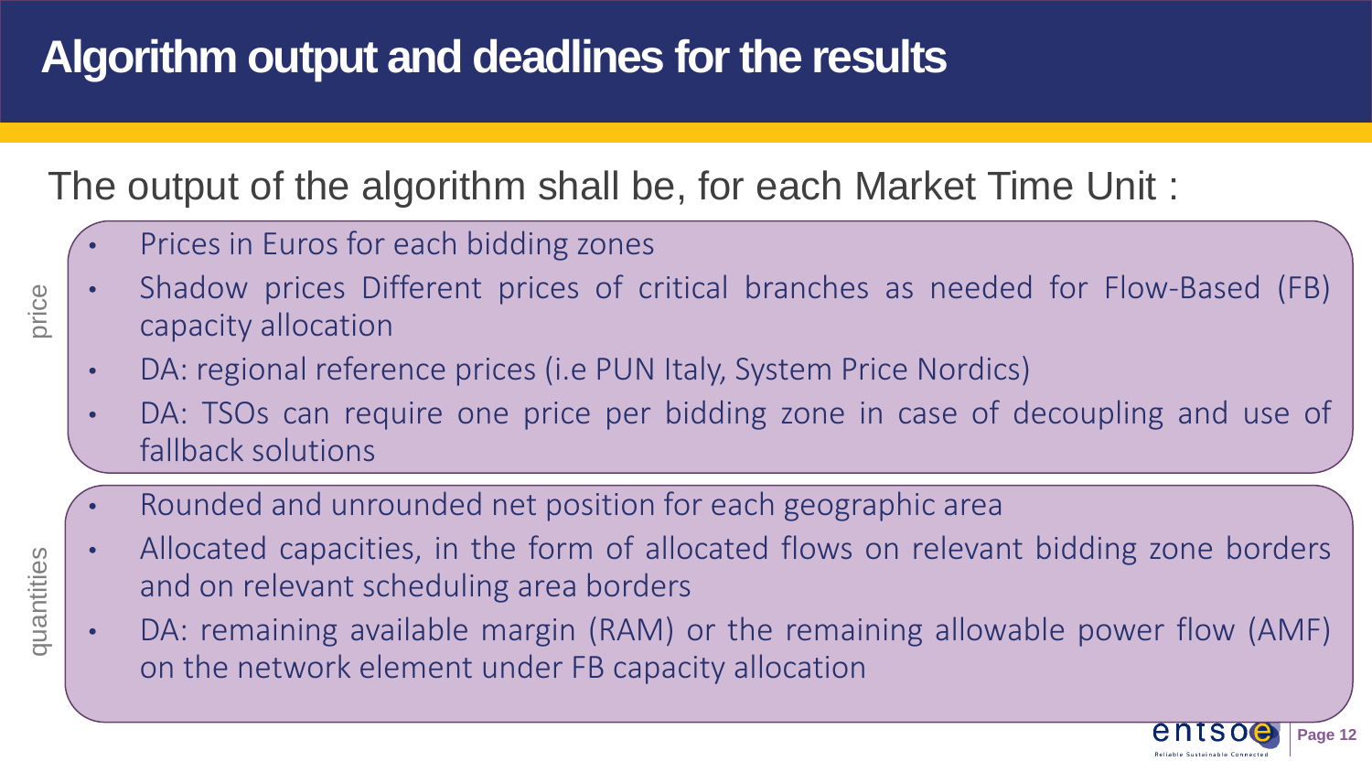# Algorithm output and deadlines for the results

The output of the algorithm shall be, for each Market Time Unit :

price

- Prices in Euros for each bidding zones
- Shadow prices Different prices of critical branches as needed for Flow-Based (FB) capacity allocation
- DA: regional reference prices (i.e PUN Italy, System Price Nordics)
- DA: TSOs can require one price per bidding zone in case of decoupling and use of fallback solutions

quantities

- Rounded and unrounded net position for each geographic area
- Allocated capacities, in the form of allocated flows on relevant bidding zone borders and on relevant scheduling area borders
- DA: remaining available margin (RAM) or the remaining allowable power flow (AMF) on the network element under FB capacity allocation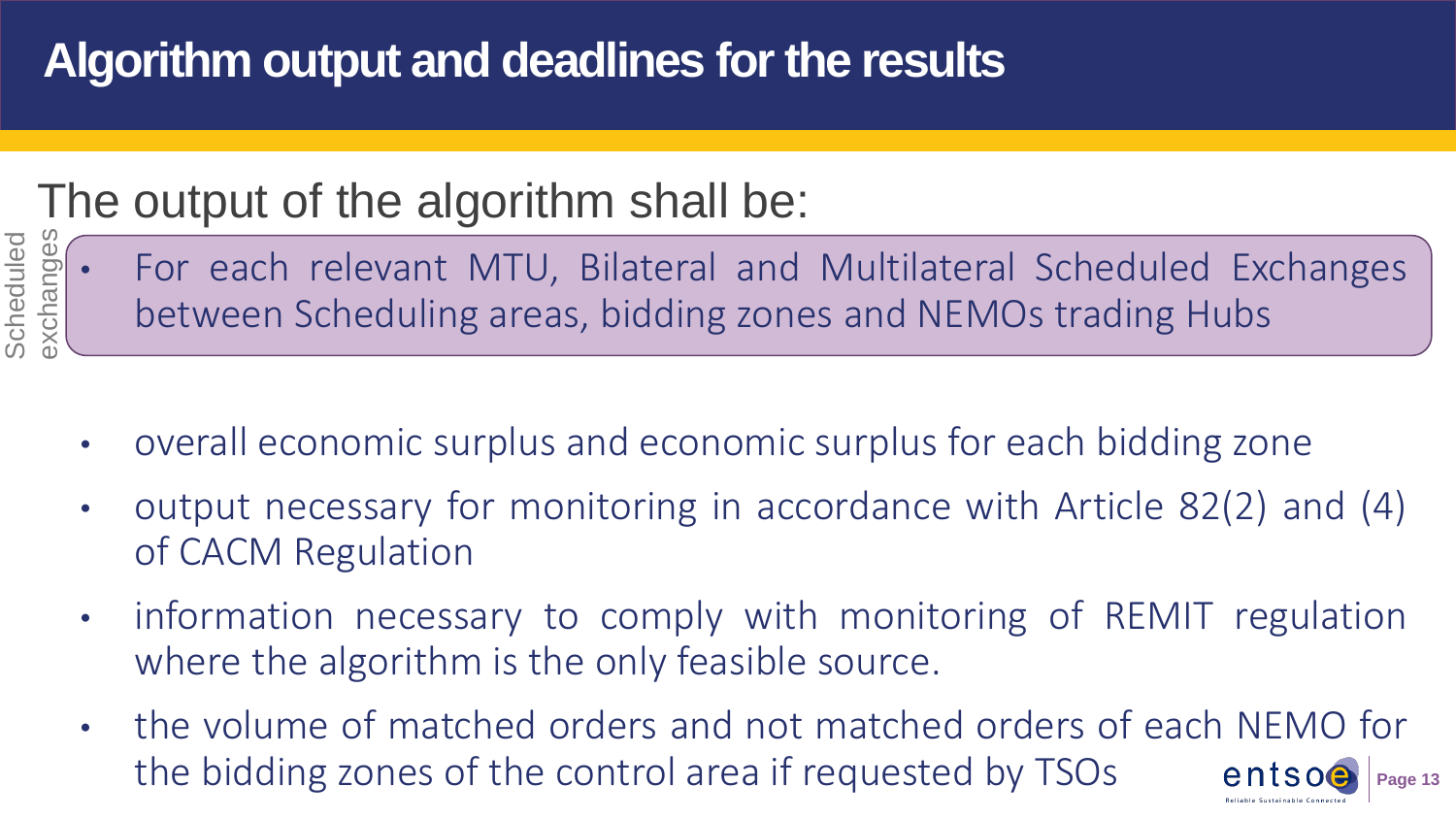# Algorithm output and deadlines for the results

## The output of the algorithm shall be:

Scheduled exchanges

- For each relevant MTU, Bilateral and Multilateral Scheduled Exchanges between Scheduling areas, bidding zones and NEMOs trading Hubs

- overall economic surplus and economic surplus for each bidding zone
- output necessary for monitoring in accordance with Article 82(2) and (4) of CACM Regulation
- information necessary to comply with monitoring of REMIT regulation where the algorithm is the only feasible source.
- the volume of matched orders and not matched orders of each NEMO for the bidding zones of the control area if requested by TSOs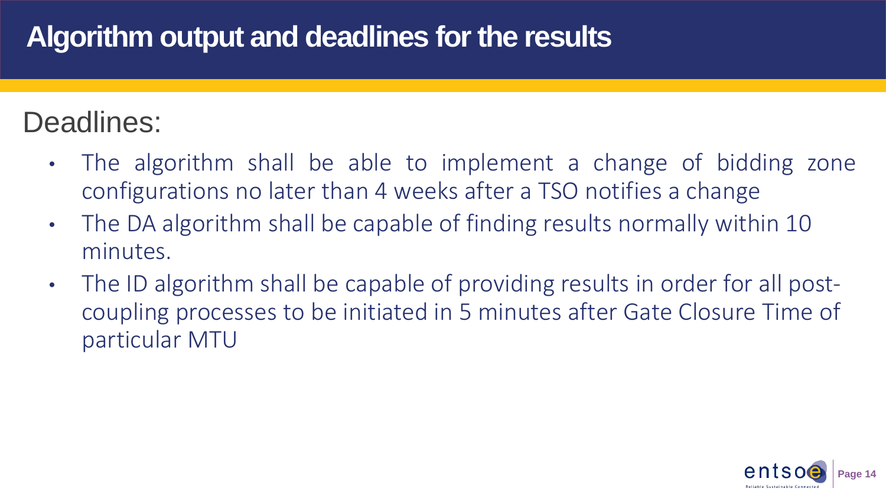# Algorithm output and deadlines for the results

## Deadlines:

- The algorithm shall be able to implement a change of bidding zone configurations no later than 4 weeks after a TSO notifies a change
- The DA algorithm shall be capable of finding results normally within 10 minutes.
- The ID algorithm shall be capable of providing results in order for all post-coupling processes to be initiated in 5 minutes after Gate Closure Time of particular MTU